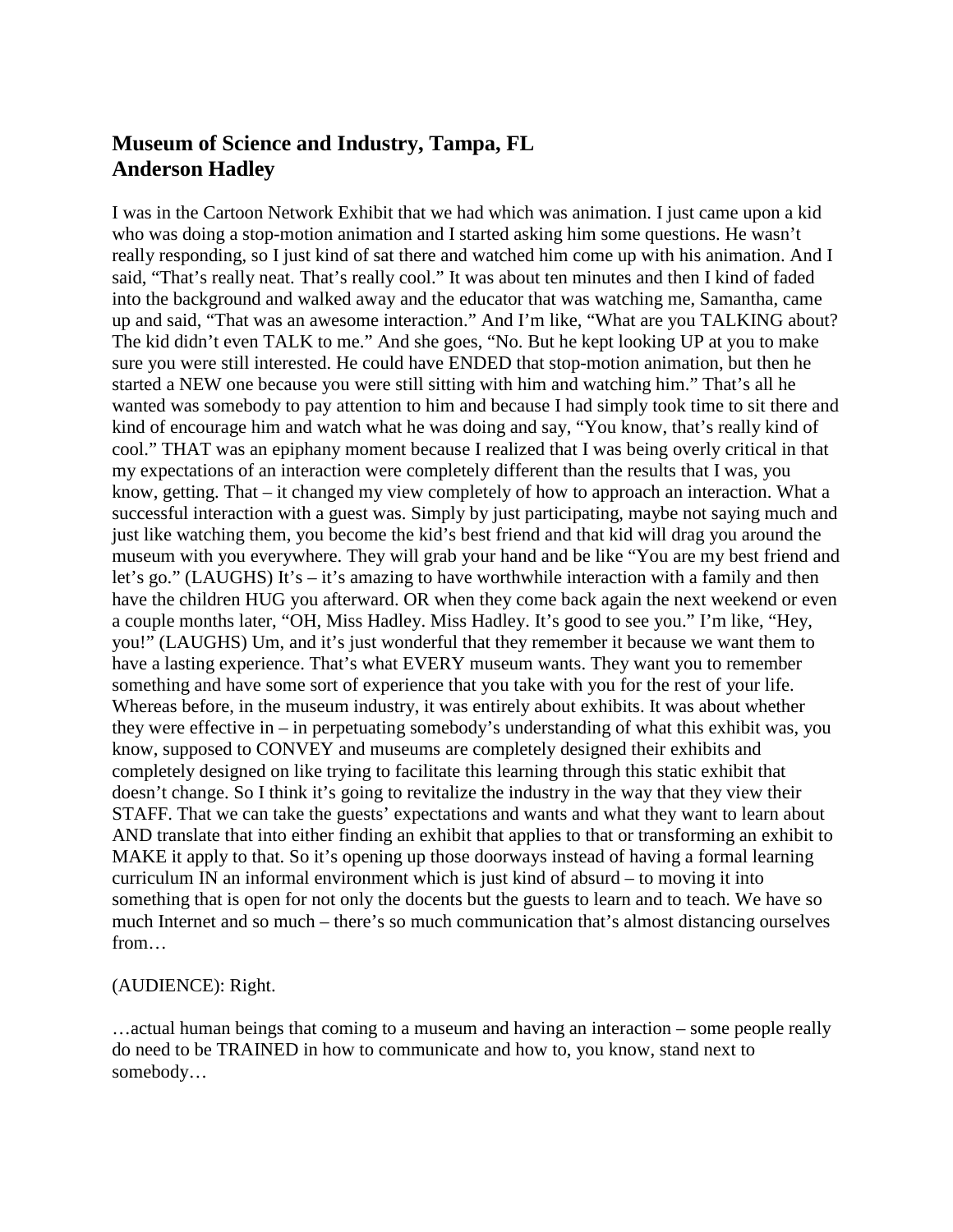**Museum of Science and Industry, Tampa, FL**
**Anderson Hadley**

I was in the Cartoon Network Exhibit that we had which was animation. I just came upon a kid who was doing a stop-motion animation and I started asking him some questions. He wasn't really responding, so I just kind of sat there and watched him come up with his animation. And I said, "That's really neat. That's really cool." It was about ten minutes and then I kind of faded into the background and walked away and the educator that was watching me, Samantha, came up and said, "That was an awesome interaction." And I'm like, "What are you TALKING about? The kid didn't even TALK to me." And she goes, "No. But he kept looking UP at you to make sure you were still interested. He could have ENDED that stop-motion animation, but then he started a NEW one because you were still sitting with him and watching him." That's all he wanted was somebody to pay attention to him and because I had simply took time to sit there and kind of encourage him and watch what he was doing and say, "You know, that's really kind of cool." THAT was an epiphany moment because I realized that I was being overly critical in that my expectations of an interaction were completely different than the results that I was, you know, getting. That – it changed my view completely of how to approach an interaction. What a successful interaction with a guest was. Simply by just participating, maybe not saying much and just like watching them, you become the kid's best friend and that kid will drag you around the museum with you everywhere. They will grab your hand and be like "You are my best friend and let's go." (LAUGHS) It's – it's amazing to have worthwhile interaction with a family and then have the children HUG you afterward. OR when they come back again the next weekend or even a couple months later, "OH, Miss Hadley. Miss Hadley. It's good to see you." I'm like, "Hey, you!" (LAUGHS) Um, and it's just wonderful that they remember it because we want them to have a lasting experience. That's what EVERY museum wants. They want you to remember something and have some sort of experience that you take with you for the rest of your life. Whereas before, in the museum industry, it was entirely about exhibits. It was about whether they were effective in – in perpetuating somebody's understanding of what this exhibit was, you know, supposed to CONVEY and museums are completely designed their exhibits and completely designed on like trying to facilitate this learning through this static exhibit that doesn't change. So I think it's going to revitalize the industry in the way that they view their STAFF. That we can take the guests' expectations and wants and what they want to learn about AND translate that into either finding an exhibit that applies to that or transforming an exhibit to MAKE it apply to that. So it's opening up those doorways instead of having a formal learning curriculum IN an informal environment which is just kind of absurd – to moving it into something that is open for not only the docents but the guests to learn and to teach. We have so much Internet and so much – there's so much communication that's almost distancing ourselves from…

(AUDIENCE): Right.

…actual human beings that coming to a museum and having an interaction – some people really do need to be TRAINED in how to communicate and how to, you know, stand next to somebody…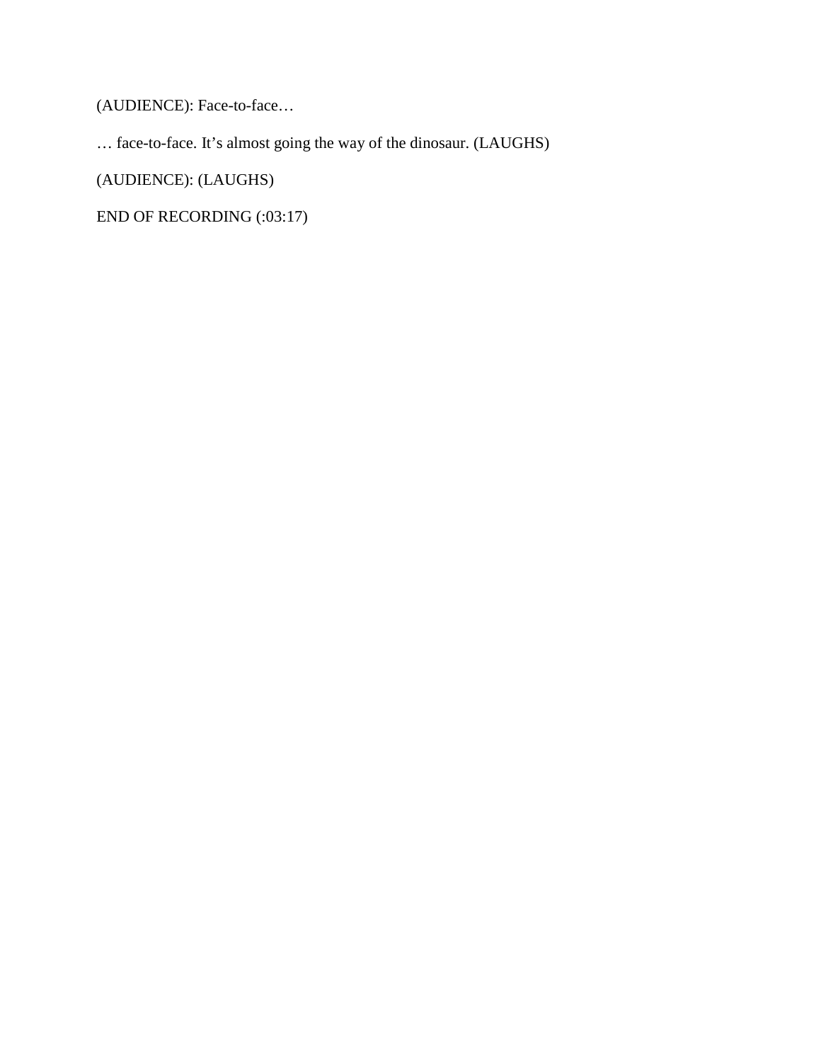(AUDIENCE): Face-to-face…

… face-to-face. It’s almost going the way of the dinosaur. (LAUGHS)

(AUDIENCE): (LAUGHS)

END OF RECORDING (:03:17)